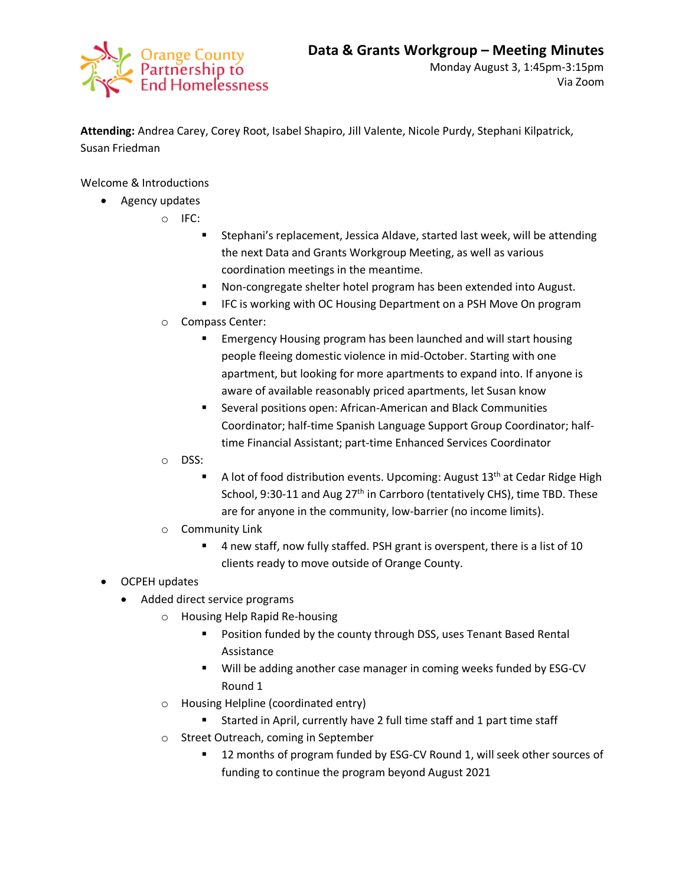Orange County Partnership to End Homelessness

# Data & Grants Workgroup – Meeting Minutes

Monday August 3, 1:45pm-3:15pm
Via Zoom

**Attending:** Andrea Carey, Corey Root, Isabel Shapiro, Jill Valente, Nicole Purdy, Stephani Kilpatrick, Susan Friedman

Welcome & Introductions

- Agency updates
  - IFC:
    - Stephani's replacement, Jessica Aldave, started last week, will be attending the next Data and Grants Workgroup Meeting, as well as various coordination meetings in the meantime.
    - Non-congregate shelter hotel program has been extended into August.
    - IFC is working with OC Housing Department on a PSH Move On program
  - Compass Center:
    - Emergency Housing program has been launched and will start housing people fleeing domestic violence in mid-October. Starting with one apartment, but looking for more apartments to expand into. If anyone is aware of available reasonably priced apartments, let Susan know
    - Several positions open: African-American and Black Communities Coordinator; half-time Spanish Language Support Group Coordinator; half-time Financial Assistant; part-time Enhanced Services Coordinator
  - DSS:
    - A lot of food distribution events. Upcoming: August 13th at Cedar Ridge High School, 9:30-11 and Aug 27th in Carrboro (tentatively CHS), time TBD. These are for anyone in the community, low-barrier (no income limits).
  - Community Link
    - 4 new staff, now fully staffed. PSH grant is overspent, there is a list of 10 clients ready to move outside of Orange County.
- OCPEH updates
  - Added direct service programs
    - Housing Help Rapid Re-housing
      - Position funded by the county through DSS, uses Tenant Based Rental Assistance
      - Will be adding another case manager in coming weeks funded by ESG-CV Round 1
    - Housing Helpline (coordinated entry)
      - Started in April, currently have 2 full time staff and 1 part time staff
    - Street Outreach, coming in September
      - 12 months of program funded by ESG-CV Round 1, will seek other sources of funding to continue the program beyond August 2021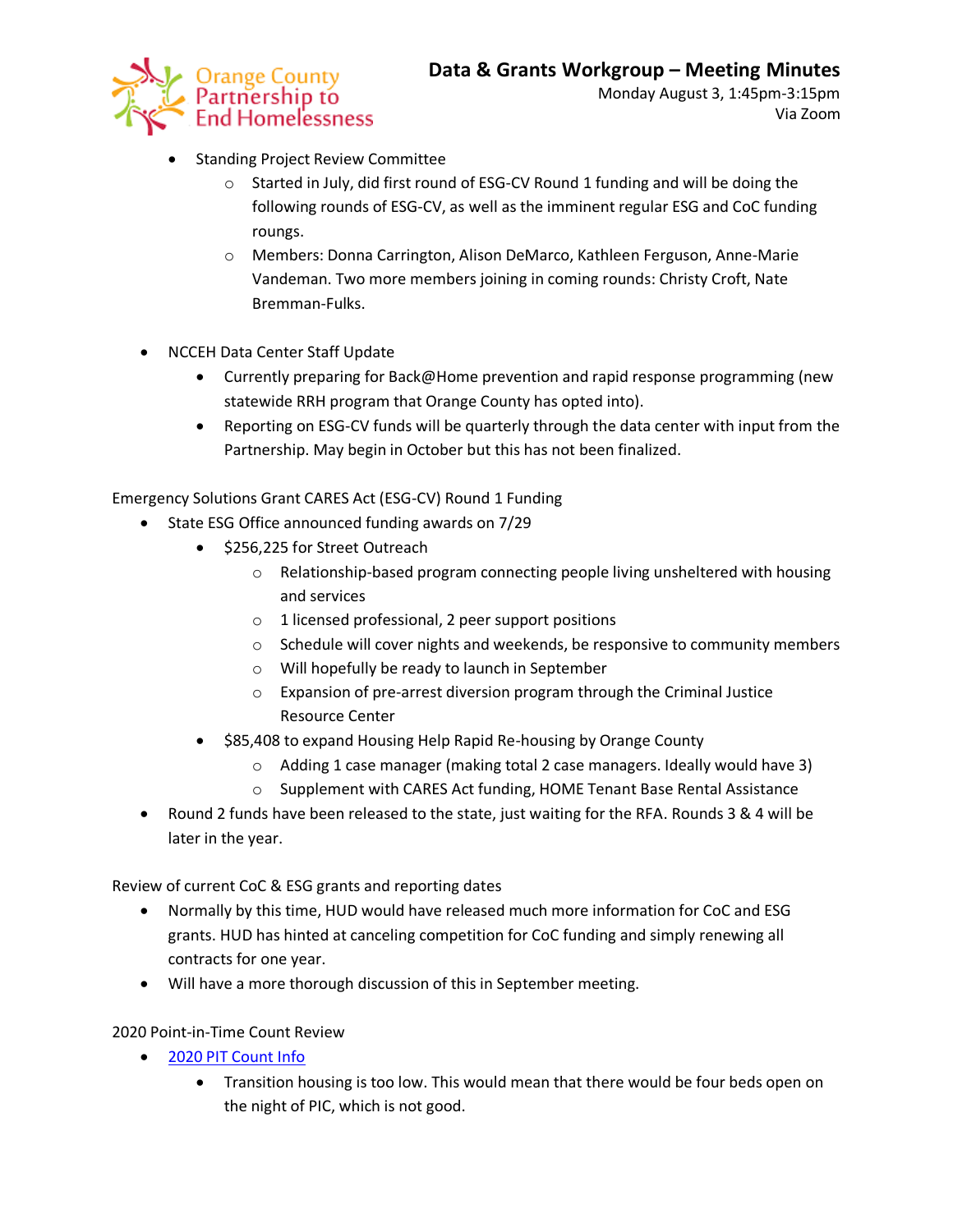- Standing Project Review Committee
    - Started in July, did first round of ESG-CV Round 1 funding and will be doing the following rounds of ESG-CV, as well as the imminent regular ESG and CoC funding roungs.
    - Members: Donna Carrington, Alison DeMarco, Kathleen Ferguson, Anne-Marie Vandeman. Two more members joining in coming rounds: Christy Croft, Nate Bremman-Fulks.

- NCCEH Data Center Staff Update
    - Currently preparing for Back@Home prevention and rapid response programming (new statewide RRH program that Orange County has opted into).
    - Reporting on ESG-CV funds will be quarterly through the data center with input from the Partnership. May begin in October but this has not been finalized.

Emergency Solutions Grant CARES Act (ESG-CV) Round 1 Funding

- State ESG Office announced funding awards on 7/29
    - $256,225 for Street Outreach
        - Relationship-based program connecting people living unsheltered with housing and services
        - 1 licensed professional, 2 peer support positions
        - Schedule will cover nights and weekends, be responsive to community members
        - Will hopefully be ready to launch in September
        - Expansion of pre-arrest diversion program through the Criminal Justice Resource Center
    - $85,408 to expand Housing Help Rapid Re-housing by Orange County
        - Adding 1 case manager (making total 2 case managers. Ideally would have 3)
        - Supplement with CARES Act funding, HOME Tenant Base Rental Assistance
- Round 2 funds have been released to the state, just waiting for the RFA. Rounds 3 & 4 will be later in the year.

Review of current CoC & ESG grants and reporting dates

- Normally by this time, HUD would have released much more information for CoC and ESG grants. HUD has hinted at canceling competition for CoC funding and simply renewing all contracts for one year.
- Will have a more thorough discussion of this in September meeting.

2020 Point-in-Time Count Review

- [2020 PIT Count Info]
    - Transition housing is too low. This would mean that there would be four beds open on the night of PIC, which is not good.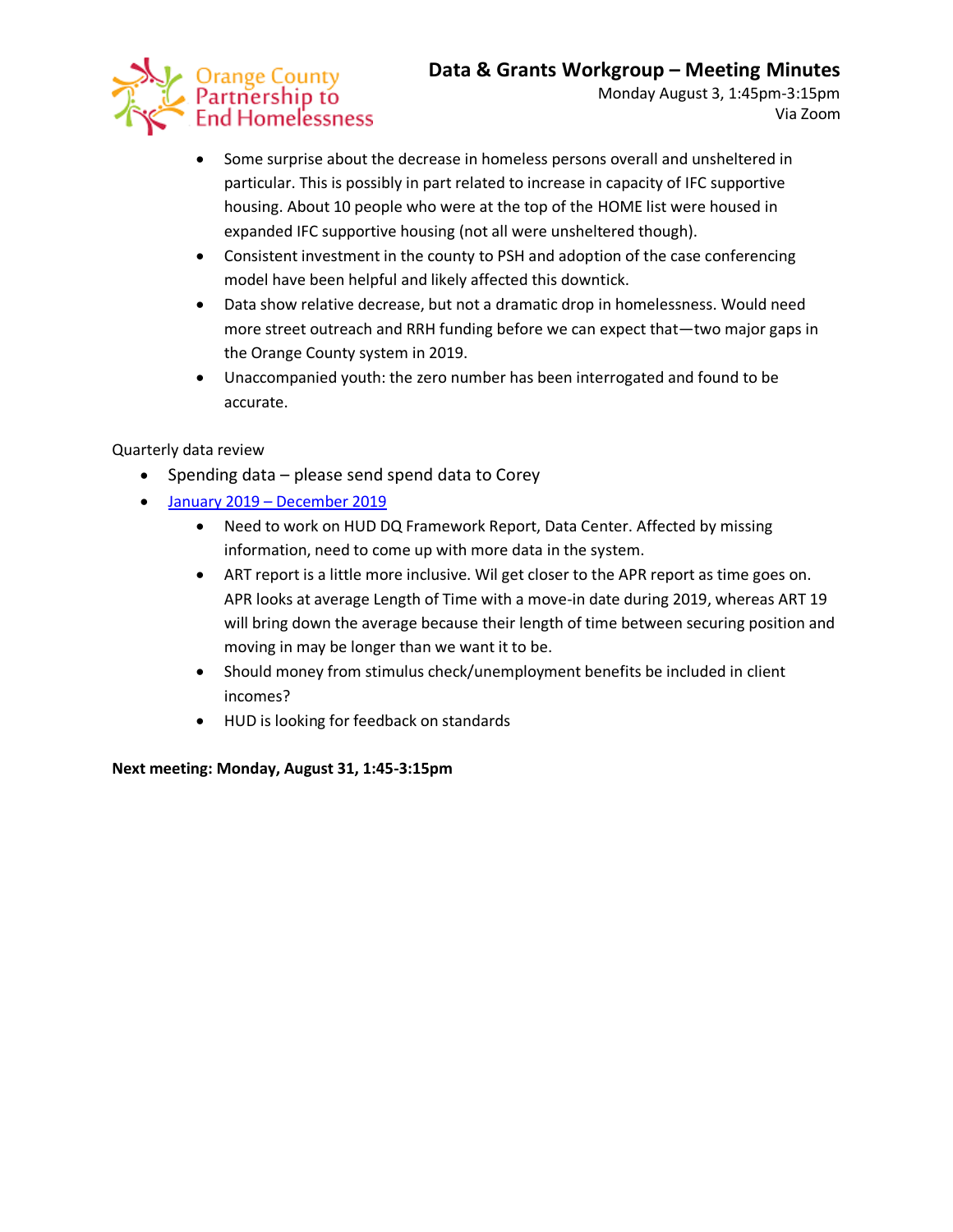- Some surprise about the decrease in homeless persons overall and unsheltered in particular. This is possibly in part related to increase in capacity of IFC supportive housing. About 10 people who were at the top of the HOME list were housed in expanded IFC supportive housing (not all were unsheltered though).
- Consistent investment in the county to PSH and adoption of the case conferencing model have been helpful and likely affected this downtick.
- Data show relative decrease, but not a dramatic drop in homelessness. Would need more street outreach and RRH funding before we can expect that—two major gaps in the Orange County system in 2019.
- Unaccompanied youth: the zero number has been interrogated and found to be accurate.

Quarterly data review

- Spending data – please send spend data to Corey
- January 2019 – December 2019
  - Need to work on HUD DQ Framework Report, Data Center. Affected by missing information, need to come up with more data in the system.
  - ART report is a little more inclusive. Wil get closer to the APR report as time goes on. APR looks at average Length of Time with a move-in date during 2019, whereas ART 19 will bring down the average because their length of time between securing position and moving in may be longer than we want it to be.
  - Should money from stimulus check/unemployment benefits be included in client incomes?
  - HUD is looking for feedback on standards

**Next meeting: Monday, August 31, 1:45-3:15pm**